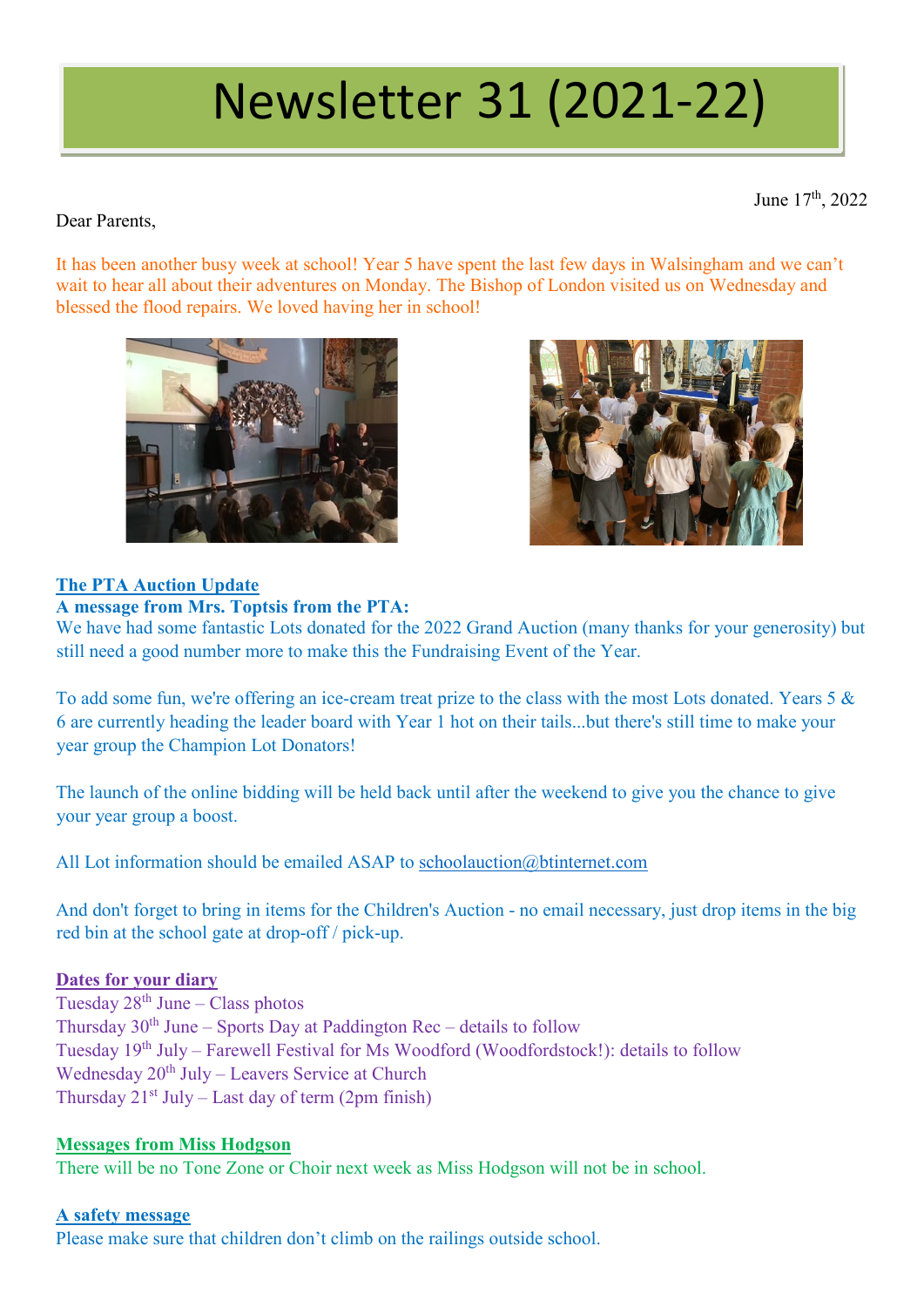# Newsletter 31 (2021-22)

June 17th, 2022

Dear Parents,

It has been another busy week at school! Year 5 have spent the last few days in Walsingham and we can't wait to hear all about their adventures on Monday. The Bishop of London visited us on Wednesday and blessed the flood repairs. We loved having her in school!

**The PTA Auction Update**

**A message from Mrs. Toptsis from the PTA:**

We have had some fantastic Lots donated for the 2022 Grand Auction (many thanks for your generosity) but still need a good number more to make this the Fundraising Event of the Year.

To add some fun, we're offering an ice-cream treat prize to the class with the most Lots donated. Years 5 & 6 are currently heading the leader board with Year 1 hot on their tails...but there's still time to make your year group the Champion Lot Donators!

The launch of the online bidding will be held back until after the weekend to give you the chance to give your year group a boost.

All Lot information should be emailed ASAP to schoolauction@btinternet.com

And don't forget to bring in items for the Children's Auction - no email necessary, just drop items in the big red bin at the school gate at drop-off / pick-up.

**Dates for your diary**

Tuesday 28th June – Class photos
Thursday 30th June – Sports Day at Paddington Rec – details to follow
Tuesday 19th July – Farewell Festival for Ms Woodford (Woodfordstock!): details to follow
Wednesday 20th July – Leavers Service at Church
Thursday 21st July – Last day of term (2pm finish)

**Messages from Miss Hodgson**

There will be no Tone Zone or Choir next week as Miss Hodgson will not be in school.

**A safety message**

Please make sure that children don't climb on the railings outside school.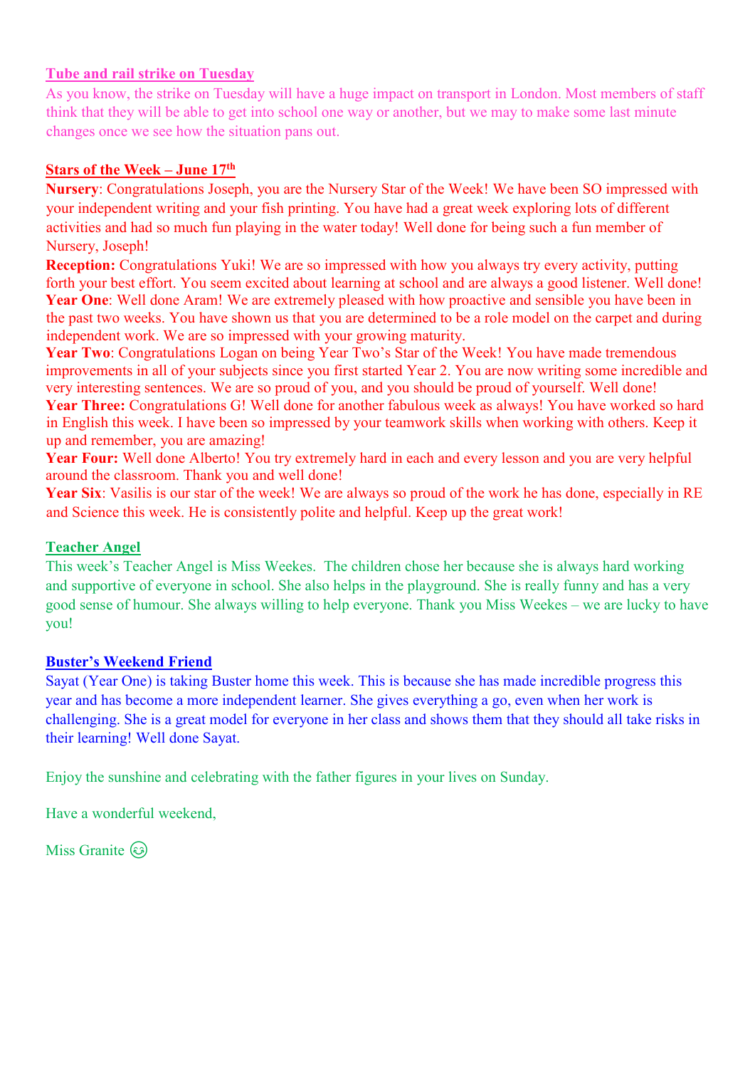**Tube and rail strike on Tuesday**

As you know, the strike on Tuesday will have a huge impact on transport in London. Most members of staff think that they will be able to get into school one way or another, but we may to make some last minute changes once we see how the situation pans out.

**Stars of the Week – June 17th**

**Nursery**: Congratulations Joseph, you are the Nursery Star of the Week! We have been SO impressed with your independent writing and your fish printing. You have had a great week exploring lots of different activities and had so much fun playing in the water today! Well done for being such a fun member of Nursery, Joseph!

**Reception:** Congratulations Yuki! We are so impressed with how you always try every activity, putting forth your best effort. You seem excited about learning at school and are always a good listener. Well done!

**Year One**: Well done Aram! We are extremely pleased with how proactive and sensible you have been in the past two weeks. You have shown us that you are determined to be a role model on the carpet and during independent work. We are so impressed with your growing maturity.

**Year Two**: Congratulations Logan on being Year Two's Star of the Week! You have made tremendous improvements in all of your subjects since you first started Year 2. You are now writing some incredible and very interesting sentences. We are so proud of you, and you should be proud of yourself. Well done!

**Year Three:** Congratulations G! Well done for another fabulous week as always! You have worked so hard in English this week. I have been so impressed by your teamwork skills when working with others. Keep it up and remember, you are amazing!

**Year Four:** Well done Alberto! You try extremely hard in each and every lesson and you are very helpful around the classroom. Thank you and well done!

**Year Six**: Vasilis is our star of the week! We are always so proud of the work he has done, especially in RE and Science this week. He is consistently polite and helpful. Keep up the great work!

**Teacher Angel**

This week's Teacher Angel is Miss Weekes. The children chose her because she is always hard working and supportive of everyone in school. She also helps in the playground. She is really funny and has a very good sense of humour. She always willing to help everyone. Thank you Miss Weekes – we are lucky to have you!

**Buster's Weekend Friend**

Sayat (Year One) is taking Buster home this week. This is because she has made incredible progress this year and has become a more independent learner. She gives everything a go, even when her work is challenging. She is a great model for everyone in her class and shows them that they should all take risks in their learning! Well done Sayat.

Enjoy the sunshine and celebrating with the father figures in your lives on Sunday.

Have a wonderful weekend,

Miss Granite ☺